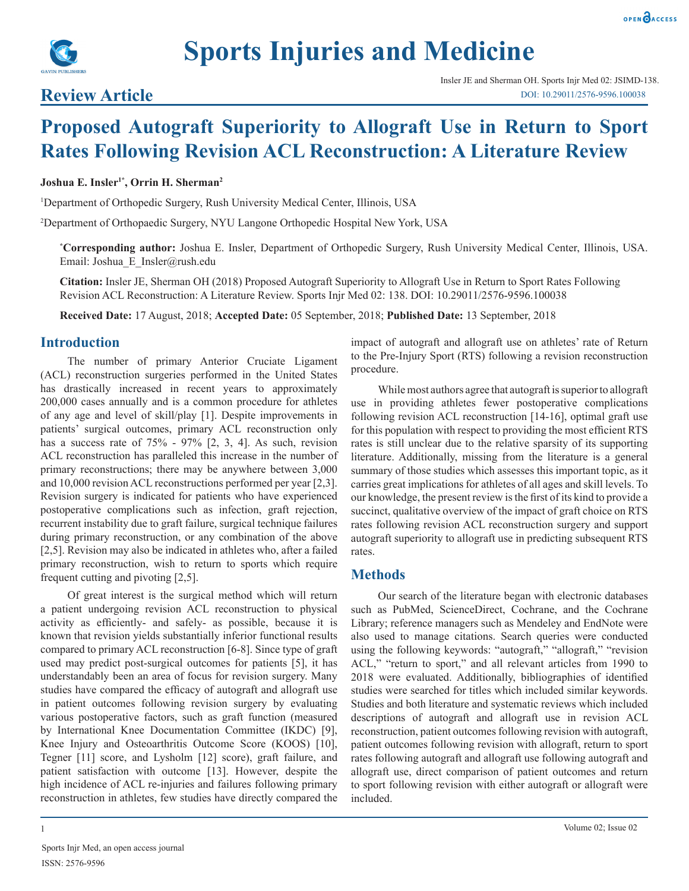# Sports Injuries and Medicine

## Review Article

Insler JE and Sherman OH. Sports Injr Med 02: JSIMD-138.
DOI: 10.29011/2576-9596.100038

# Proposed Autograft Superiority to Allograft Use in Return to Sport Rates Following Revision ACL Reconstruction: A Literature Review

**Joshua E. Insler[1*], Orrin H. Sherman[2]**

[1]Department of Orthopedic Surgery, Rush University Medical Center, Illinois, USA

[2]Department of Orthopaedic Surgery, NYU Langone Orthopedic Hospital New York, USA

**[*]Corresponding author:** Joshua E. Insler, Department of Orthopedic Surgery, Rush University Medical Center, Illinois, USA. Email: Joshua_E_Insler@rush.edu

**Citation:** Insler JE, Sherman OH (2018) Proposed Autograft Superiority to Allograft Use in Return to Sport Rates Following Revision ACL Reconstruction: A Literature Review. Sports Injr Med 02: 138. DOI: 10.29011/2576-9596.100038

**Received Date:** 17 August, 2018; **Accepted Date:** 05 September, 2018; **Published Date:** 13 September, 2018

## Introduction

The number of primary Anterior Cruciate Ligament (ACL) reconstruction surgeries performed in the United States has drastically increased in recent years to approximately 200,000 cases annually and is a common procedure for athletes of any age and level of skill/play [1]. Despite improvements in patients' surgical outcomes, primary ACL reconstruction only has a success rate of 75% - 97% [2, 3, 4]. As such, revision ACL reconstruction has paralleled this increase in the number of primary reconstructions; there may be anywhere between 3,000 and 10,000 revision ACL reconstructions performed per year [2,3]. Revision surgery is indicated for patients who have experienced postoperative complications such as infection, graft rejection, recurrent instability due to graft failure, surgical technique failures during primary reconstruction, or any combination of the above [2,5]. Revision may also be indicated in athletes who, after a failed primary reconstruction, wish to return to sports which require frequent cutting and pivoting [2,5].

Of great interest is the surgical method which will return a patient undergoing revision ACL reconstruction to physical activity as efficiently- and safely- as possible, because it is known that revision yields substantially inferior functional results compared to primary ACL reconstruction [6-8]. Since type of graft used may predict post-surgical outcomes for patients [5], it has understandably been an area of focus for revision surgery. Many studies have compared the efficacy of autograft and allograft use in patient outcomes following revision surgery by evaluating various postoperative factors, such as graft function (measured by International Knee Documentation Committee (IKDC) [9], Knee Injury and Osteoarthritis Outcome Score (KOOS) [10], Tegner [11] score, and Lysholm [12] score), graft failure, and patient satisfaction with outcome [13]. However, despite the high incidence of ACL re-injuries and failures following primary reconstruction in athletes, few studies have directly compared the impact of autograft and allograft use on athletes' rate of Return to the Pre-Injury Sport (RTS) following a revision reconstruction procedure.

While most authors agree that autograft is superior to allograft use in providing athletes fewer postoperative complications following revision ACL reconstruction [14-16], optimal graft use for this population with respect to providing the most efficient RTS rates is still unclear due to the relative sparsity of its supporting literature. Additionally, missing from the literature is a general summary of those studies which assesses this important topic, as it carries great implications for athletes of all ages and skill levels. To our knowledge, the present review is the first of its kind to provide a succinct, qualitative overview of the impact of graft choice on RTS rates following revision ACL reconstruction surgery and support autograft superiority to allograft use in predicting subsequent RTS rates.

## Methods

Our search of the literature began with electronic databases such as PubMed, ScienceDirect, Cochrane, and the Cochrane Library; reference managers such as Mendeley and EndNote were also used to manage citations. Search queries were conducted using the following keywords: "autograft," "allograft," "revision ACL," "return to sport," and all relevant articles from 1990 to 2018 were evaluated. Additionally, bibliographies of identified studies were searched for titles which included similar keywords. Studies and both literature and systematic reviews which included descriptions of autograft and allograft use in revision ACL reconstruction, patient outcomes following revision with autograft, patient outcomes following revision with allograft, return to sport rates following autograft and allograft use following autograft and allograft use, direct comparison of patient outcomes and return to sport following revision with either autograft or allograft were included.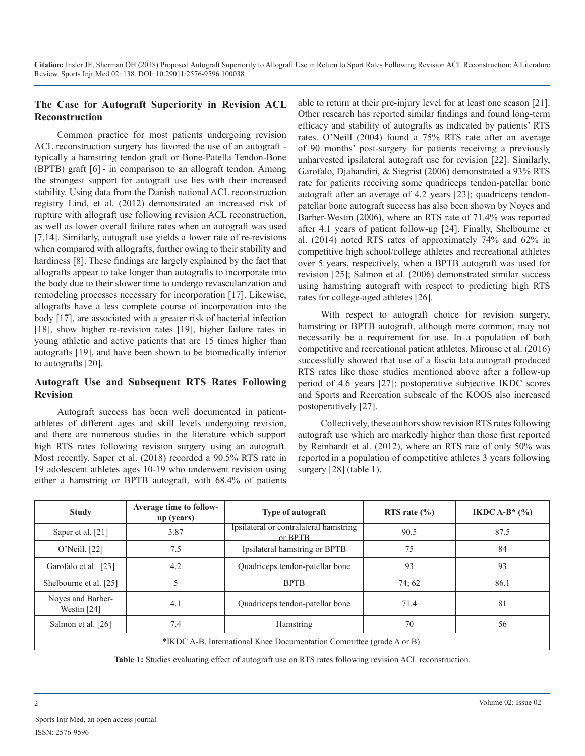## The Case for Autograft Superiority in Revision ACL Reconstruction

Common practice for most patients undergoing revision ACL reconstruction surgery has favored the use of an autograft - typically a hamstring tendon graft or Bone-Patella Tendon-Bone (BPTB) graft [6] - in comparison to an allograft tendon. Among the strongest support for autograft use lies with their increased stability. Using data from the Danish national ACL reconstruction registry Lind, et al. (2012) demonstrated an increased risk of rupture with allograft use following revision ACL reconstruction, as well as lower overall failure rates when an autograft was used [7,14]. Similarly, autograft use yields a lower rate of re-revisions when compared with allografts, further owing to their stability and hardiness [8]. These findings are largely explained by the fact that allografts appear to take longer than autografts to incorporate into the body due to their slower time to undergo revascularization and remodeling processes necessary for incorporation [17]. Likewise, allografts have a less complete course of incorporation into the body [17], are associated with a greater risk of bacterial infection [18], show higher re-revision rates [19], higher failure rates in young athletic and active patients that are 15 times higher than autografts [19], and have been shown to be biomedically inferior to autografts [20].

## Autograft Use and Subsequent RTS Rates Following Revision

Autograft success has been well documented in patient-athletes of different ages and skill levels undergoing revision, and there are numerous studies in the literature which support high RTS rates following revision surgery using an autograft. Most recently, Saper et al. (2018) recorded a 90.5% RTS rate in 19 adolescent athletes ages 10-19 who underwent revision using either a hamstring or BPTB autograft, with 68.4% of patients able to return at their pre-injury level for at least one season [21]. Other research has reported similar findings and found long-term efficacy and stability of autografts as indicated by patients' RTS rates. O'Neill (2004) found a 75% RTS rate after an average of 90 months' post-surgery for patients receiving a previously unharvested ipsilateral autograft use for revision [22]. Similarly, Garofalo, Djahandiri, & Siegrist (2006) demonstrated a 93% RTS rate for patients receiving some quadriceps tendon-patellar bone autograft after an average of 4.2 years [23]; quadriceps tendon-patellar bone autograft success has also been shown by Noyes and Barber-Westin (2006), where an RTS rate of 71.4% was reported after 4.1 years of patient follow-up [24]. Finally, Shelbourne et al. (2014) noted RTS rates of approximately 74% and 62% in competitive high school/college athletes and recreational athletes over 5 years, respectively, when a BPTB autograft was used for revision [25]; Salmon et al. (2006) demonstrated similar success using hamstring autograft with respect to predicting high RTS rates for college-aged athletes [26].

With respect to autograft choice for revision surgery, hamstring or BPTB autograft, although more common, may not necessarily be a requirement for use. In a population of both competitive and recreational patient athletes, Mirouse et al. (2016) successfully showed that use of a fascia lata autograft produced RTS rates like those studies mentioned above after a follow-up period of 4.6 years [27]; postoperative subjective IKDC scores and Sports and Recreation subscale of the KOOS also increased postoperatively [27].

Collectively, these authors show revision RTS rates following autograft use which are markedly higher than those first reported by Reinhardt et al. (2012), where an RTS rate of only 50% was reported in a population of competitive athletes 3 years following surgery [28] (table 1).

| Study | Average time to follow-up (years) | Type of autograft | RTS rate (%) | IKDC A-B* (%) |
|---|---|---|---|---|
| Saper et al. [21] | 3.87 | Ipsilateral or contralateral hamstring or BPTB | 90.5 | 87.5 |
| O'Neill. [22] | 7.5 | Ipsilateral hamstring or BPTB | 75 | 84 |
| Garofalo et al. [23] | 4.2 | Quadriceps tendon-patellar bone | 93 | 93 |
| Shelbourne et al. [25] | 5 | BPTB | 74; 62 | 86.1 |
| Noyes and Barber-Westin [24] | 4.1 | Quadriceps tendon-patellar bone | 71.4 | 81 |
| Salmon et al. [26] | 7.4 | Hamstring | 70 | 56 |

*IKDC A-B, International Knee Documentation Committee (grade A or B).

**Table 1:** Studies evaluating effect of autograft use on RTS rates following revision ACL reconstruction.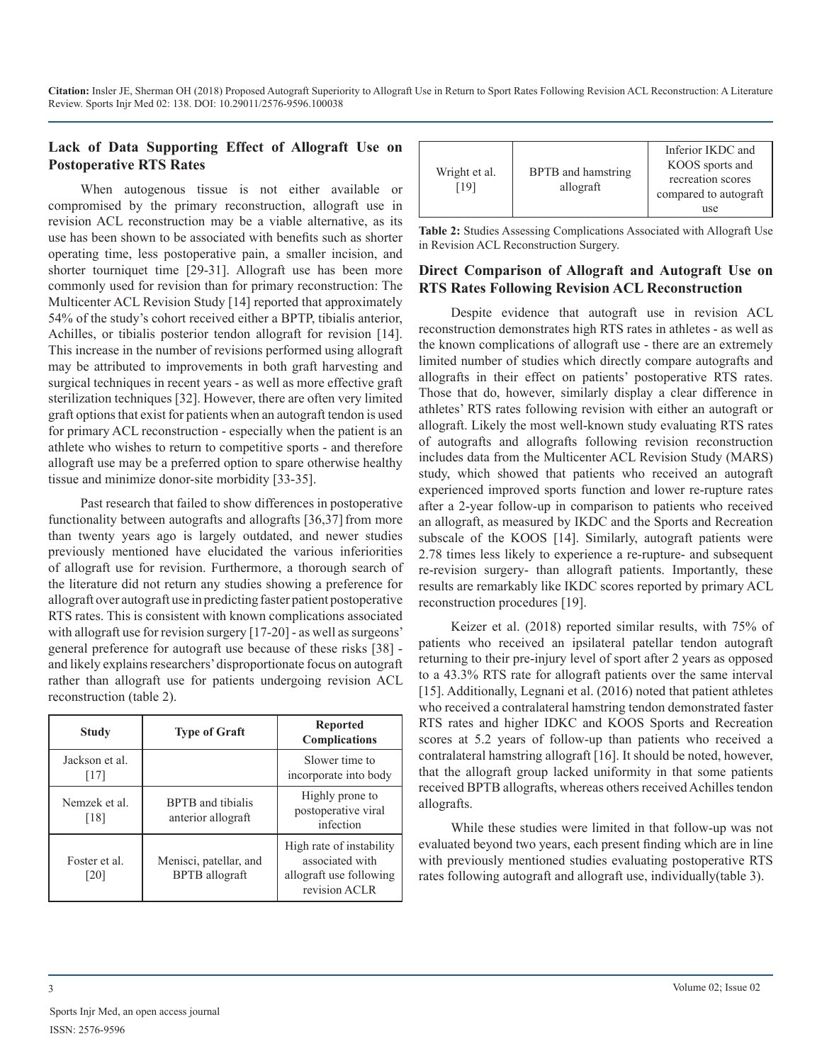## Lack of Data Supporting Effect of Allograft Use on Postoperative RTS Rates

When autogenous tissue is not either available or compromised by the primary reconstruction, allograft use in revision ACL reconstruction may be a viable alternative, as its use has been shown to be associated with benefits such as shorter operating time, less postoperative pain, a smaller incision, and shorter tourniquet time [29-31]. Allograft use has been more commonly used for revision than for primary reconstruction: The Multicenter ACL Revision Study [14] reported that approximately 54% of the study's cohort received either a BPTP, tibialis anterior, Achilles, or tibialis posterior tendon allograft for revision [14]. This increase in the number of revisions performed using allograft may be attributed to improvements in both graft harvesting and surgical techniques in recent years - as well as more effective graft sterilization techniques [32]. However, there are often very limited graft options that exist for patients when an autograft tendon is used for primary ACL reconstruction - especially when the patient is an athlete who wishes to return to competitive sports - and therefore allograft use may be a preferred option to spare otherwise healthy tissue and minimize donor-site morbidity [33-35].

Past research that failed to show differences in postoperative functionality between autografts and allografts [36,37] from more than twenty years ago is largely outdated, and newer studies previously mentioned have elucidated the various inferiorities of allograft use for revision. Furthermore, a thorough search of the literature did not return any studies showing a preference for allograft over autograft use in predicting faster patient postoperative RTS rates. This is consistent with known complications associated with allograft use for revision surgery [17-20] - as well as surgeons' general preference for autograft use because of these risks [38] - and likely explains researchers' disproportionate focus on autograft rather than allograft use for patients undergoing revision ACL reconstruction (table 2).

| Study | Type of Graft | Reported Complications |
|---|---|---|
| Jackson et al. [17] | | Slower time to incorporate into body |
| Nemzek et al. [18] | BPTB and tibialis anterior allograft | Highly prone to postoperative viral infection |
| Foster et al. [20] | Menisci, patellar, and BPTB allograft | High rate of instability associated with allograft use following revision ACLR |
| Wright et al. [19] | BPTB and hamstring allograft | Inferior IKDC and KOOS sports and recreation scores compared to autograft use |

**Table 2:** Studies Assessing Complications Associated with Allograft Use in Revision ACL Reconstruction Surgery.

## Direct Comparison of Allograft and Autograft Use on RTS Rates Following Revision ACL Reconstruction

Despite evidence that autograft use in revision ACL reconstruction demonstrates high RTS rates in athletes - as well as the known complications of allograft use - there are an extremely limited number of studies which directly compare autografts and allografts in their effect on patients' postoperative RTS rates. Those that do, however, similarly display a clear difference in athletes' RTS rates following revision with either an autograft or allograft. Likely the most well-known study evaluating RTS rates of autografts and allografts following revision reconstruction includes data from the Multicenter ACL Revision Study (MARS) study, which showed that patients who received an autograft experienced improved sports function and lower re-rupture rates after a 2-year follow-up in comparison to patients who received an allograft, as measured by IKDC and the Sports and Recreation subscale of the KOOS [14]. Similarly, autograft patients were 2.78 times less likely to experience a re-rupture- and subsequent re-revision surgery- than allograft patients. Importantly, these results are remarkably like IKDC scores reported by primary ACL reconstruction procedures [19].

Keizer et al. (2018) reported similar results, with 75% of patients who received an ipsilateral patellar tendon autograft returning to their pre-injury level of sport after 2 years as opposed to a 43.3% RTS rate for allograft patients over the same interval [15]. Additionally, Legnani et al. (2016) noted that patient athletes who received a contralateral hamstring tendon demonstrated faster RTS rates and higher IDKC and KOOS Sports and Recreation scores at 5.2 years of follow-up than patients who received a contralateral hamstring allograft [16]. It should be noted, however, that the allograft group lacked uniformity in that some patients received BPTB allografts, whereas others received Achilles tendon allografts.

While these studies were limited in that follow-up was not evaluated beyond two years, each present finding which are in line with previously mentioned studies evaluating postoperative RTS rates following autograft and allograft use, individually(table 3).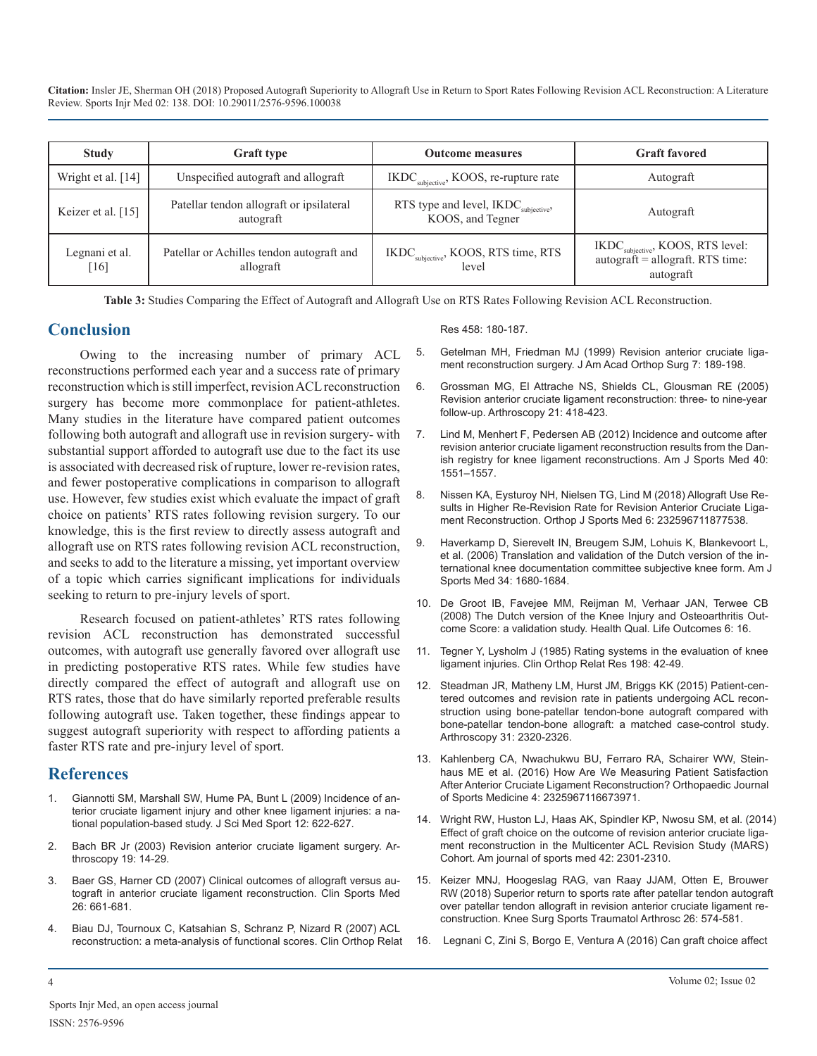| Study | Graft type | Outcome measures | Graft favored |
|---|---|---|---|
| Wright et al. [14] | Unspecified autograft and allograft | $IKDC_{subjective}$, KOOS, re-rupture rate | Autograft |
| Keizer et al. [15] | Patellar tendon allograft or ipsilateral autograft | RTS type and level, $IKDC_{subjective}$, KOOS, and Tegner | Autograft |
| Legnani et al. [16] | Patellar or Achilles tendon autograft and allograft | $IKDC_{subjective}$, KOOS, RTS time, RTS level | $IKDC_{subjective}$, KOOS, RTS level: autograft = allograft. RTS time: autograft |

**Table 3:** Studies Comparing the Effect of Autograft and Allograft Use on RTS Rates Following Revision ACL Reconstruction.

## Conclusion

Owing to the increasing number of primary ACL reconstructions performed each year and a success rate of primary reconstruction which is still imperfect, revision ACL reconstruction surgery has become more commonplace for patient-athletes. Many studies in the literature have compared patient outcomes following both autograft and allograft use in revision surgery- with substantial support afforded to autograft use due to the fact its use is associated with decreased risk of rupture, lower re-revision rates, and fewer postoperative complications in comparison to allograft use. However, few studies exist which evaluate the impact of graft choice on patients' RTS rates following revision surgery. To our knowledge, this is the first review to directly assess autograft and allograft use on RTS rates following revision ACL reconstruction, and seeks to add to the literature a missing, yet important overview of a topic which carries significant implications for individuals seeking to return to pre-injury levels of sport.

Research focused on patient-athletes' RTS rates following revision ACL reconstruction has demonstrated successful outcomes, with autograft use generally favored over allograft use in predicting postoperative RTS rates. While few studies have directly compared the effect of autograft and allograft use on RTS rates, those that do have similarly reported preferable results following autograft use. Taken together, these findings appear to suggest autograft superiority with respect to affording patients a faster RTS rate and pre-injury level of sport.

## References

1. Giannotti SM, Marshall SW, Hume PA, Bunt L (2009) Incidence of anterior cruciate ligament injury and other knee ligament injuries: a national population-based study. J Sci Med Sport 12: 622-627.
2. Bach BR Jr (2003) Revision anterior cruciate ligament surgery. Arthroscopy 19: 14-29.
3. Baer GS, Harner CD (2007) Clinical outcomes of allograft versus autograft in anterior cruciate ligament reconstruction. Clin Sports Med 26: 661-681.
4. Biau DJ, Tournoux C, Katsahian S, Schranz P, Nizard R (2007) ACL reconstruction: a meta-analysis of functional scores. Clin Orthop Relat Res 458: 180-187.
5. Getelman MH, Friedman MJ (1999) Revision anterior cruciate ligament reconstruction surgery. J Am Acad Orthop Surg 7: 189-198.
6. Grossman MG, El Attrache NS, Shields CL, Glousman RE (2005) Revision anterior cruciate ligament reconstruction: three- to nine-year follow-up. Arthroscopy 21: 418-423.
7. Lind M, Menhert F, Pedersen AB (2012) Incidence and outcome after revision anterior cruciate ligament reconstruction results from the Danish registry for knee ligament reconstructions. Am J Sports Med 40: 1551–1557.
8. Nissen KA, Eysturoy NH, Nielsen TG, Lind M (2018) Allograft Use Results in Higher Re-Revision Rate for Revision Anterior Cruciate Ligament Reconstruction. Orthop J Sports Med 6: 232596711877538.
9. Haverkamp D, Sierevelt IN, Breugem SJM, Lohuis K, Blankevoort L, et al. (2006) Translation and validation of the Dutch version of the international knee documentation committee subjective knee form. Am J Sports Med 34: 1680-1684.
10. De Groot IB, Favejee MM, Reijman M, Verhaar JAN, Terwee CB (2008) The Dutch version of the Knee Injury and Osteoarthritis Outcome Score: a validation study. Health Qual. Life Outcomes 6: 16.
11. Tegner Y, Lysholm J (1985) Rating systems in the evaluation of knee ligament injuries. Clin Orthop Relat Res 198: 42-49.
12. Steadman JR, Matheny LM, Hurst JM, Briggs KK (2015) Patient-centered outcomes and revision rate in patients undergoing ACL reconstruction using bone-patellar tendon-bone autograft compared with bone-patellar tendon-bone allograft: a matched case-control study. Arthroscopy 31: 2320-2326.
13. Kahlenberg CA, Nwachukwu BU, Ferraro RA, Schairer WW, Steinhaus ME et al. (2016) How Are We Measuring Patient Satisfaction After Anterior Cruciate Ligament Reconstruction? Orthopaedic Journal of Sports Medicine 4: 2325967116673971.
14. Wright RW, Huston LJ, Haas AK, Spindler KP, Nwosu SM, et al. (2014) Effect of graft choice on the outcome of revision anterior cruciate ligament reconstruction in the Multicenter ACL Revision Study (MARS) Cohort. Am journal of sports med 42: 2301-2310.
15. Keizer MNJ, Hoogeslag RAG, van Raay JJAM, Otten E, Brouwer RW (2018) Superior return to sports rate after patellar tendon autograft over patellar tendon allograft in revision anterior cruciate ligament reconstruction. Knee Surg Sports Traumatol Arthrosc 26: 574-581.
16. Legnani C, Zini S, Borgo E, Ventura A (2016) Can graft choice affect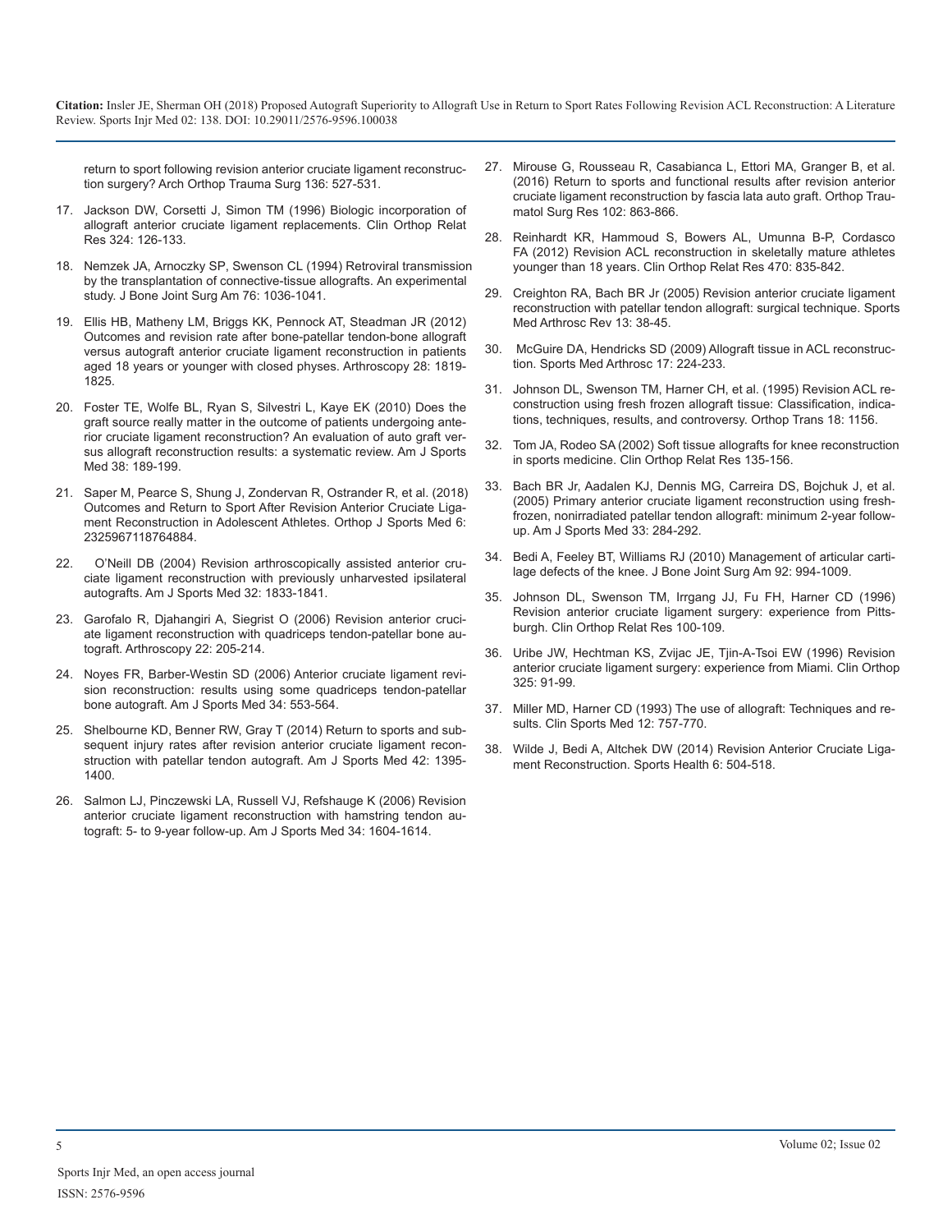return to sport following revision anterior cruciate ligament reconstruction surgery? Arch Orthop Trauma Surg 136: 527-531.

17. Jackson DW, Corsetti J, Simon TM (1996) Biologic incorporation of allograft anterior cruciate ligament replacements. Clin Orthop Relat Res 324: 126-133.
18. Nemzek JA, Arnoczky SP, Swenson CL (1994) Retroviral transmission by the transplantation of connective-tissue allografts. An experimental study. J Bone Joint Surg Am 76: 1036-1041.
19. Ellis HB, Matheny LM, Briggs KK, Pennock AT, Steadman JR (2012) Outcomes and revision rate after bone-patellar tendon-bone allograft versus autograft anterior cruciate ligament reconstruction in patients aged 18 years or younger with closed physes. Arthroscopy 28: 1819-1825.
20. Foster TE, Wolfe BL, Ryan S, Silvestri L, Kaye EK (2010) Does the graft source really matter in the outcome of patients undergoing anterior cruciate ligament reconstruction? An evaluation of auto graft versus allograft reconstruction results: a systematic review. Am J Sports Med 38: 189-199.
21. Saper M, Pearce S, Shung J, Zondervan R, Ostrander R, et al. (2018) Outcomes and Return to Sport After Revision Anterior Cruciate Ligament Reconstruction in Adolescent Athletes. Orthop J Sports Med 6: 2325967118764884.
22. O'Neill DB (2004) Revision arthroscopically assisted anterior cruciate ligament reconstruction with previously unharvested ipsilateral autografts. Am J Sports Med 32: 1833-1841.
23. Garofalo R, Djahangiri A, Siegrist O (2006) Revision anterior cruciate ligament reconstruction with quadriceps tendon-patellar bone autograft. Arthroscopy 22: 205-214.
24. Noyes FR, Barber-Westin SD (2006) Anterior cruciate ligament revision reconstruction: results using some quadriceps tendon-patellar bone autograft. Am J Sports Med 34: 553-564.
25. Shelbourne KD, Benner RW, Gray T (2014) Return to sports and subsequent injury rates after revision anterior cruciate ligament reconstruction with patellar tendon autograft. Am J Sports Med 42: 1395-1400.
26. Salmon LJ, Pinczewski LA, Russell VJ, Refshauge K (2006) Revision anterior cruciate ligament reconstruction with hamstring tendon autograft: 5- to 9-year follow-up. Am J Sports Med 34: 1604-1614.
27. Mirouse G, Rousseau R, Casabianca L, Ettori MA, Granger B, et al. (2016) Return to sports and functional results after revision anterior cruciate ligament reconstruction by fascia lata auto graft. Orthop Traumatol Surg Res 102: 863-866.
28. Reinhardt KR, Hammoud S, Bowers AL, Umunna B-P, Cordasco FA (2012) Revision ACL reconstruction in skeletally mature athletes younger than 18 years. Clin Orthop Relat Res 470: 835-842.
29. Creighton RA, Bach BR Jr (2005) Revision anterior cruciate ligament reconstruction with patellar tendon allograft: surgical technique. Sports Med Arthrosc Rev 13: 38-45.
30. McGuire DA, Hendricks SD (2009) Allograft tissue in ACL reconstruction. Sports Med Arthrosc 17: 224-233.
31. Johnson DL, Swenson TM, Harner CH, et al. (1995) Revision ACL reconstruction using fresh frozen allograft tissue: Classification, indications, techniques, results, and controversy. Orthop Trans 18: 1156.
32. Tom JA, Rodeo SA (2002) Soft tissue allografts for knee reconstruction in sports medicine. Clin Orthop Relat Res 135-156.
33. Bach BR Jr, Aadalen KJ, Dennis MG, Carreira DS, Bojchuk J, et al. (2005) Primary anterior cruciate ligament reconstruction using fresh-frozen, nonirradiated patellar tendon allograft: minimum 2-year follow-up. Am J Sports Med 33: 284-292.
34. Bedi A, Feeley BT, Williams RJ (2010) Management of articular cartilage defects of the knee. J Bone Joint Surg Am 92: 994-1009.
35. Johnson DL, Swenson TM, Irrgang JJ, Fu FH, Harner CD (1996) Revision anterior cruciate ligament surgery: experience from Pittsburgh. Clin Orthop Relat Res 100-109.
36. Uribe JW, Hechtman KS, Zvijac JE, Tjin-A-Tsoi EW (1996) Revision anterior cruciate ligament surgery: experience from Miami. Clin Orthop 325: 91-99.
37. Miller MD, Harner CD (1993) The use of allograft: Techniques and results. Clin Sports Med 12: 757-770.
38. Wilde J, Bedi A, Altchek DW (2014) Revision Anterior Cruciate Ligament Reconstruction. Sports Health 6: 504-518.